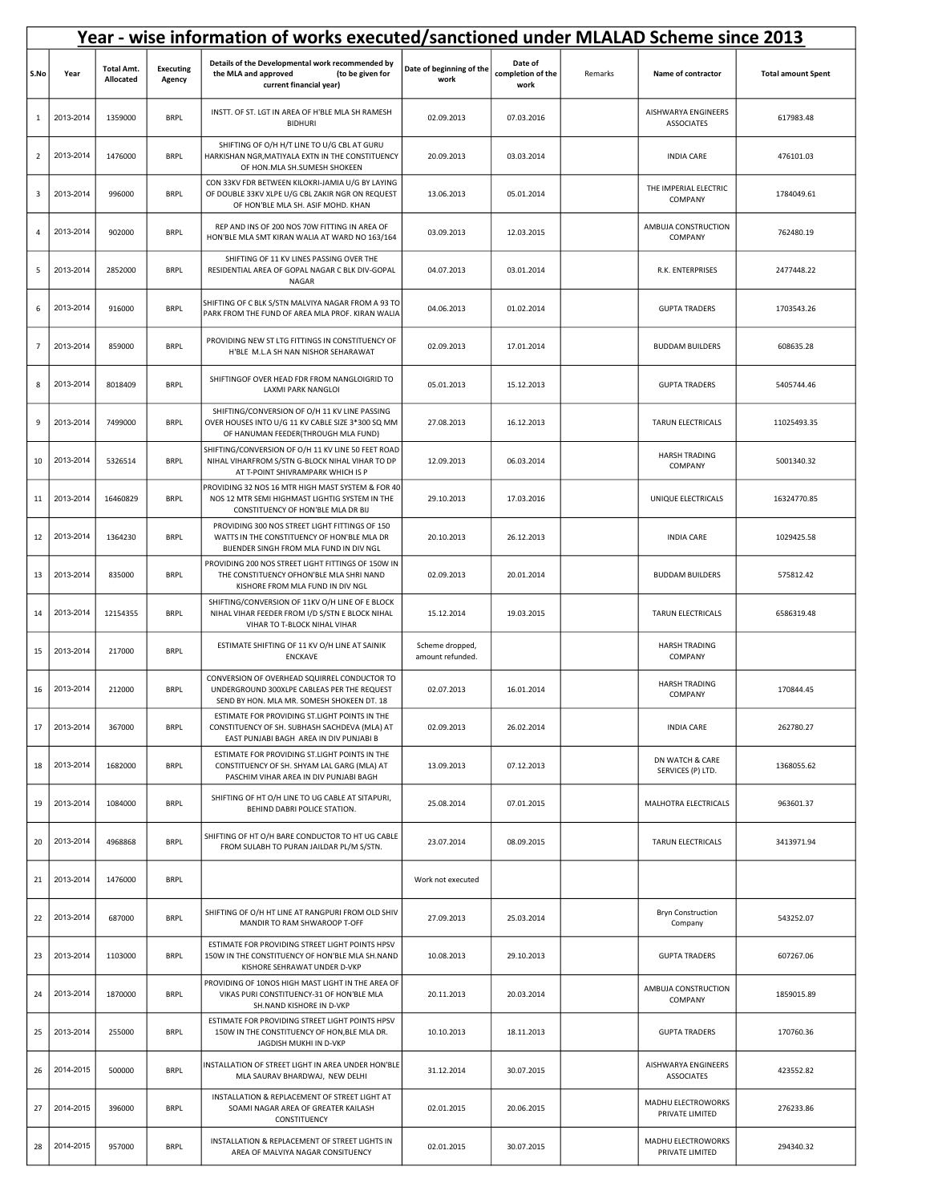# Year - wise information of works executed/sanctioned under MLALAD Scheme since 2013

| S.No | Year | Total Amt. Allocated | Executing Agency | Details of the Developmental work recommended by the MLA and approved (to be given for current financial year) | Date of beginning of the work | Date of completion of the work | Remarks | Name of contractor | Total amount Spent |
|---|---|---|---|---|---|---|---|---|---|
| 1 | 2013-2014 | 1359000 | BRPL | INSTT. OF ST. LGT IN AREA OF H'BLE MLA SH RAMESH BIDHURI | 02.09.2013 | 07.03.2016 | | AISHWARYA ENGINEERS ASSOCIATES | 617983.48 |
| 2 | 2013-2014 | 1476000 | BRPL | SHIFTING OF O/H H/T LINE TO U/G CBL AT GURU HARKISHAN NGR,MATIYALA EXTN IN THE CONSTITUENCY OF HON.MLA SH.SUMESH SHOKEEN | 20.09.2013 | 03.03.2014 | | INDIA CARE | 476101.03 |
| 3 | 2013-2014 | 996000 | BRPL | CON 33KV FDR BETWEEN KILOKRI-JAMIA U/G BY LAYING OF DOUBLE 33KV XLPE U/G CBL ZAKIR NGR ON REQUEST OF HON'BLE MLA SH. ASIF MOHD. KHAN | 13.06.2013 | 05.01.2014 | | THE IMPERIAL ELECTRIC COMPANY | 1784049.61 |
| 4 | 2013-2014 | 902000 | BRPL | REP AND INS OF 200 NOS 70W FITTING IN AREA OF HON'BLE MLA SMT KIRAN WALIA AT WARD NO 163/164 | 03.09.2013 | 12.03.2015 | | AMBUJA CONSTRUCTION COMPANY | 762480.19 |
| 5 | 2013-2014 | 2852000 | BRPL | SHIFTING OF 11 KV LINES PASSING OVER THE RESIDENTIAL AREA OF GOPAL NAGAR C BLK DIV-GOPAL NAGAR | 04.07.2013 | 03.01.2014 | | R.K. ENTERPRISES | 2477448.22 |
| 6 | 2013-2014 | 916000 | BRPL | SHIFTING OF C BLK S/STN MALVIYA NAGAR FROM A 93 TO PARK FROM THE FUND OF AREA MLA PROF. KIRAN WALIA | 04.06.2013 | 01.02.2014 | | GUPTA TRADERS | 1703543.26 |
| 7 | 2013-2014 | 859000 | BRPL | PROVIDING NEW ST LTG FITTINGS IN CONSTITUENCY OF H'BLE M.L.A SH NAN NISHOR SEHARAWAT | 02.09.2013 | 17.01.2014 | | BUDDAM BUILDERS | 608635.28 |
| 8 | 2013-2014 | 8018409 | BRPL | SHIFTINGOF OVER HEAD FDR FROM NANGLOIGRID TO LAXMI PARK NANGLOI | 05.01.2013 | 15.12.2013 | | GUPTA TRADERS | 5405744.46 |
| 9 | 2013-2014 | 7499000 | BRPL | SHIFTING/CONVERSION OF O/H 11 KV LINE PASSING OVER HOUSES INTO U/G 11 KV CABLE SIZE 3*300 SQ MM OF HANUMAN FEEDER(THROUGH MLA FUND) | 27.08.2013 | 16.12.2013 | | TARUN ELECTRICALS | 11025493.35 |
| 10 | 2013-2014 | 5326514 | BRPL | SHIFTING/CONVERSION OF O/H 11 KV LINE 50 FEET ROAD NIHAL VIHARFROM S/STN G-BLOCK NIHAL VIHAR TO DP AT T-POINT SHIVRAMPARK WHICH IS P | 12.09.2013 | 06.03.2014 | | HARSH TRADING COMPANY | 5001340.32 |
| 11 | 2013-2014 | 16460829 | BRPL | PROVIDING 32 NOS 16 MTR HIGH MAST SYSTEM & FOR 40 NOS 12 MTR SEMI HIGHMAST LIGHTIG SYSTEM IN THE CONSTITUENCY OF HON'BLE MLA DR BIJ | 29.10.2013 | 17.03.2016 | | UNIQUE ELECTRICALS | 16324770.85 |
| 12 | 2013-2014 | 1364230 | BRPL | PROVIDING 300 NOS STREET LIGHT FITTINGS OF 150 WATTS IN THE CONSTITUENCY OF HON'BLE MLA DR BIJENDER SINGH FROM MLA FUND IN DIV NGL | 20.10.2013 | 26.12.2013 | | INDIA CARE | 1029425.58 |
| 13 | 2013-2014 | 835000 | BRPL | PROVIDING 200 NOS STREET LIGHT FITTINGS OF 150W IN THE CONSTITUENCY OFHON'BLE MLA SHRI NAND KISHORE FROM MLA FUND IN DIV NGL | 02.09.2013 | 20.01.2014 | | BUDDAM BUILDERS | 575812.42 |
| 14 | 2013-2014 | 12154355 | BRPL | SHIFTING/CONVERSION OF 11KV O/H LINE OF E BLOCK NIHAL VIHAR FEEDER FROM I/D S/STN E BLOCK NIHAL VIHAR TO T-BLOCK NIHAL VIHAR | 15.12.2014 | 19.03.2015 | | TARUN ELECTRICALS | 6586319.48 |
| 15 | 2013-2014 | 217000 | BRPL | ESTIMATE SHIFTING OF 11 KV O/H LINE AT SAINIK ENCKAVE | Scheme dropped, amount refunded. | | | HARSH TRADING COMPANY | |
| 16 | 2013-2014 | 212000 | BRPL | CONVERSION OF OVERHEAD SQUIRREL CONDUCTOR TO UNDERGROUND 300XLPE CABLEAS PER THE REQUEST SEND BY HON. MLA MR. SOMESH SHOKEEN DT. 18 | 02.07.2013 | 16.01.2014 | | HARSH TRADING COMPANY | 170844.45 |
| 17 | 2013-2014 | 367000 | BRPL | ESTIMATE FOR PROVIDING ST.LIGHT POINTS IN THE CONSTITUENCY OF SH. SUBHASH SACHDEVA (MLA) AT EAST PUNJABI BAGH AREA IN DIV PUNJABI B | 02.09.2013 | 26.02.2014 | | INDIA CARE | 262780.27 |
| 18 | 2013-2014 | 1682000 | BRPL | ESTIMATE FOR PROVIDING ST.LIGHT POINTS IN THE CONSTITUENCY OF SH. SHYAM LAL GARG (MLA) AT PASCHIM VIHAR AREA IN DIV PUNJABI BAGH | 13.09.2013 | 07.12.2013 | | DN WATCH & CARE SERVICES (P) LTD. | 1368055.62 |
| 19 | 2013-2014 | 1084000 | BRPL | SHIFTING OF HT O/H LINE TO UG CABLE AT SITAPURI, BEHIND DABRI POLICE STATION. | 25.08.2014 | 07.01.2015 | | MALHOTRA ELECTRICALS | 963601.37 |
| 20 | 2013-2014 | 4968868 | BRPL | SHIFTING OF HT O/H BARE CONDUCTOR TO HT UG CABLE FROM SULABH TO PURAN JAILDAR PL/M S/STN. | 23.07.2014 | 08.09.2015 | | TARUN ELECTRICALS | 3413971.94 |
| 21 | 2013-2014 | 1476000 | BRPL | | Work not executed | | | | |
| 22 | 2013-2014 | 687000 | BRPL | SHIFTING OF O/H HT LINE AT RANGPURI FROM OLD SHIV MANDIR TO RAM SHWAROOP T-OFF | 27.09.2013 | 25.03.2014 | | Bryn Construction Company | 543252.07 |
| 23 | 2013-2014 | 1103000 | BRPL | ESTIMATE FOR PROVIDING STREET LIGHT POINTS HPSV 150W IN THE CONSTITUENCY OF HON'BLE MLA SH.NAND KISHORE SEHRAWAT UNDER D-VKP | 10.08.2013 | 29.10.2013 | | GUPTA TRADERS | 607267.06 |
| 24 | 2013-2014 | 1870000 | BRPL | PROVIDING OF 10NOS HIGH MAST LIGHT IN THE AREA OF VIKAS PURI CONSTITUENCY-31 OF HON'BLE MLA SH.NAND KISHORE IN D-VKP | 20.11.2013 | 20.03.2014 | | AMBUJA CONSTRUCTION COMPANY | 1859015.89 |
| 25 | 2013-2014 | 255000 | BRPL | ESTIMATE FOR PROVIDING STREET LIGHT POINTS HPSV 150W IN THE CONSTITUENCY OF HON,BLE MLA DR. JAGDISH MUKHI IN D-VKP | 10.10.2013 | 18.11.2013 | | GUPTA TRADERS | 170760.36 |
| 26 | 2014-2015 | 500000 | BRPL | INSTALLATION OF STREET LIGHT IN AREA UNDER HON'BLE MLA SAURAV BHARDWAJ, NEW DELHI | 31.12.2014 | 30.07.2015 | | AISHWARYA ENGINEERS ASSOCIATES | 423552.82 |
| 27 | 2014-2015 | 396000 | BRPL | INSTALLATION & REPLACEMENT OF STREET LIGHT AT SOAMI NAGAR AREA OF GREATER KAILASH CONSTITUENCY | 02.01.2015 | 20.06.2015 | | MADHU ELECTROWORKS PRIVATE LIMITED | 276233.86 |
| 28 | 2014-2015 | 957000 | BRPL | INSTALLATION & REPLACEMENT OF STREET LIGHTS IN AREA OF MALVIYA NAGAR CONSITUENCY | 02.01.2015 | 30.07.2015 | | MADHU ELECTROWORKS PRIVATE LIMITED | 294340.32 |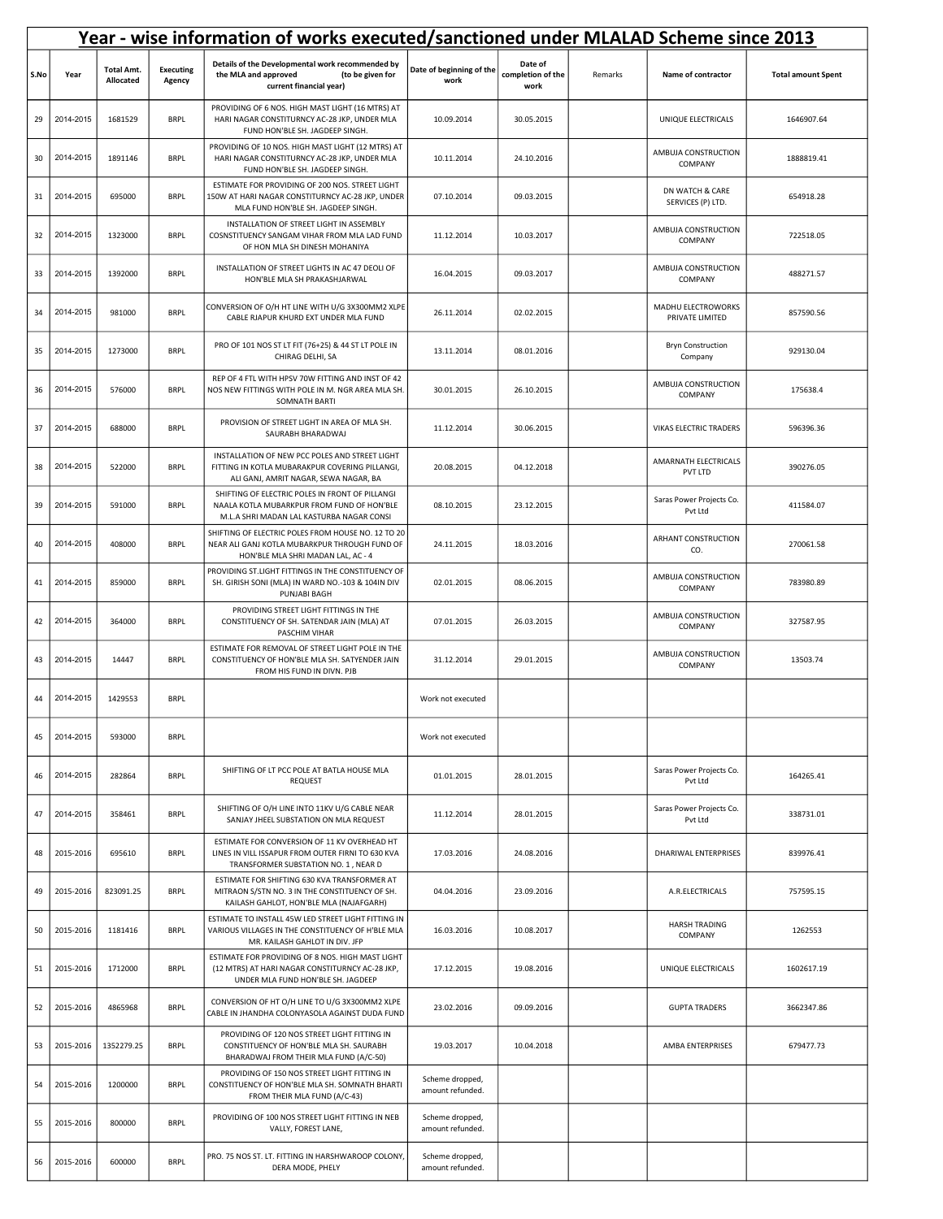# Year - wise information of works executed/sanctioned under MLALAD Scheme since 2013

| S.No | Year | Total Amt. Allocated | Executing Agency | Details of the Developmental work recommended by the MLA and approved (to be given for current financial year) | Date of beginning of the work | Date of completion of the work | Remarks | Name of contractor | Total amount Spent |
|---|---|---|---|---|---|---|---|---|---|
| 29 | 2014-2015 | 1681529 | BRPL | PROVIDING OF 6 NOS. HIGH MAST LIGHT (16 MTRS) AT HARI NAGAR CONSTITURNCY AC-28 JKP, UNDER MLA FUND HON'BLE SH. JAGDEEP SINGH. | 10.09.2014 | 30.05.2015 | | UNIQUE ELECTRICALS | 1646907.64 |
| 30 | 2014-2015 | 1891146 | BRPL | PROVIDING OF 10 NOS. HIGH MAST LIGHT (12 MTRS) AT HARI NAGAR CONSTITURNCY AC-28 JKP, UNDER MLA FUND HON'BLE SH. JAGDEEP SINGH. | 10.11.2014 | 24.10.2016 | | AMBUJA CONSTRUCTION COMPANY | 1888819.41 |
| 31 | 2014-2015 | 695000 | BRPL | ESTIMATE FOR PROVIDING OF 200 NOS. STREET LIGHT 150W AT HARI NAGAR CONSTITURNCY AC-28 JKP, UNDER MLA FUND HON'BLE SH. JAGDEEP SINGH. | 07.10.2014 | 09.03.2015 | | DN WATCH & CARE SERVICES (P) LTD. | 654918.28 |
| 32 | 2014-2015 | 1323000 | BRPL | INSTALLATION OF STREET LIGHT IN ASSEMBLY COSNSTITUENCY SANGAM VIHAR FROM MLA LAD FUND OF HON MLA SH DINESH MOHANIYA | 11.12.2014 | 10.03.2017 | | AMBUJA CONSTRUCTION COMPANY | 722518.05 |
| 33 | 2014-2015 | 1392000 | BRPL | INSTALLATION OF STREET LIGHTS IN AC 47 DEOLI OF HON'BLE MLA SH PRAKASHJARWAL | 16.04.2015 | 09.03.2017 | | AMBUJA CONSTRUCTION COMPANY | 488271.57 |
| 34 | 2014-2015 | 981000 | BRPL | CONVERSION OF O/H HT LINE WITH U/G 3X300MM2 XLPE CABLE RJAPUR KHURD EXT UNDER MLA FUND | 26.11.2014 | 02.02.2015 | | MADHU ELECTROWORKS PRIVATE LIMITED | 857590.56 |
| 35 | 2014-2015 | 1273000 | BRPL | PRO OF 101 NOS ST LT FIT (76+25) & 44 ST LT POLE IN CHIRAG DELHI, SA | 13.11.2014 | 08.01.2016 | | Bryn Construction Company | 929130.04 |
| 36 | 2014-2015 | 576000 | BRPL | REP OF 4 FTL WITH HPSV 70W FITTING AND INST OF 42 NOS NEW FITTINGS WITH POLE IN M. NGR AREA MLA SH. SOMNATH BARTI | 30.01.2015 | 26.10.2015 | | AMBUJA CONSTRUCTION COMPANY | 175638.4 |
| 37 | 2014-2015 | 688000 | BRPL | PROVISION OF STREET LIGHT IN AREA OF MLA SH. SAURABH BHARADWAJ | 11.12.2014 | 30.06.2015 | | VIKAS ELECTRIC TRADERS | 596396.36 |
| 38 | 2014-2015 | 522000 | BRPL | INSTALLATION OF NEW PCC POLES AND STREET LIGHT FITTING IN KOTLA MUBARAKPUR COVERING PILLANGI, ALI GANJ, AMRIT NAGAR, SEWA NAGAR, BA | 20.08.2015 | 04.12.2018 | | AMARNATH ELECTRICALS PVT LTD | 390276.05 |
| 39 | 2014-2015 | 591000 | BRPL | SHIFTING OF ELECTRIC POLES IN FRONT OF PILLANGI NAALA KOTLA MUBARKPUR FROM FUND OF HON'BLE M.L.A SHRI MADAN LAL KASTURBA NAGAR CONSI | 08.10.2015 | 23.12.2015 | | Saras Power Projects Co. Pvt Ltd | 411584.07 |
| 40 | 2014-2015 | 408000 | BRPL | SHIFTING OF ELECTRIC POLES FROM HOUSE NO. 12 TO 20 NEAR ALI GANJ KOTLA MUBARKPUR THROUGH FUND OF HON'BLE MLA SHRI MADAN LAL, AC - 4 | 24.11.2015 | 18.03.2016 | | ARHANT CONSTRUCTION CO. | 270061.58 |
| 41 | 2014-2015 | 859000 | BRPL | PROVIDING ST.LIGHT FITTINGS IN THE CONSTITUENCY OF SH. GIRISH SONI (MLA) IN WARD NO.-103 & 104IN DIV PUNJABI BAGH | 02.01.2015 | 08.06.2015 | | AMBUJA CONSTRUCTION COMPANY | 783980.89 |
| 42 | 2014-2015 | 364000 | BRPL | PROVIDING STREET LIGHT FITTINGS IN THE CONSTITUENCY OF SH. SATENDAR JAIN (MLA) AT PASCHIM VIHAR | 07.01.2015 | 26.03.2015 | | AMBUJA CONSTRUCTION COMPANY | 327587.95 |
| 43 | 2014-2015 | 14447 | BRPL | ESTIMATE FOR REMOVAL OF STREET LIGHT POLE IN THE CONSTITUENCY OF HON'BLE MLA SH. SATYENDER JAIN FROM HIS FUND IN DIVN. PJB | 31.12.2014 | 29.01.2015 | | AMBUJA CONSTRUCTION COMPANY | 13503.74 |
| 44 | 2014-2015 | 1429553 | BRPL | | Work not executed | | | | |
| 45 | 2014-2015 | 593000 | BRPL | | Work not executed | | | | |
| 46 | 2014-2015 | 282864 | BRPL | SHIFTING OF LT PCC POLE AT BATLA HOUSE MLA REQUEST | 01.01.2015 | 28.01.2015 | | Saras Power Projects Co. Pvt Ltd | 164265.41 |
| 47 | 2014-2015 | 358461 | BRPL | SHIFTING OF O/H LINE INTO 11KV U/G CABLE NEAR SANJAY JHEEL SUBSTATION ON MLA REQUEST | 11.12.2014 | 28.01.2015 | | Saras Power Projects Co. Pvt Ltd | 338731.01 |
| 48 | 2015-2016 | 695610 | BRPL | ESTIMATE FOR CONVERSION OF 11 KV OVERHEAD HT LINES IN VILL ISSAPUR FROM OUTER FIRNI TO 630 KVA TRANSFORMER SUBSTATION NO. 1 , NEAR D | 17.03.2016 | 24.08.2016 | | DHARIWAL ENTERPRISES | 839976.41 |
| 49 | 2015-2016 | 823091.25 | BRPL | ESTIMATE FOR SHIFTING 630 KVA TRANSFORMER AT MITRAON S/STN NO. 3 IN THE CONSTITUENCY OF SH. KAILASH GAHLOT, HON'BLE MLA (NAJAFGARH) | 04.04.2016 | 23.09.2016 | | A.R.ELECTRICALS | 757595.15 |
| 50 | 2015-2016 | 1181416 | BRPL | ESTIMATE TO INSTALL 45W LED STREET LIGHT FITTING IN VARIOUS VILLAGES IN THE CONSTITUENCY OF H'BLE MLA MR. KAILASH GAHLOT IN DIV. JFP | 16.03.2016 | 10.08.2017 | | HARSH TRADING COMPANY | 1262553 |
| 51 | 2015-2016 | 1712000 | BRPL | ESTIMATE FOR PROVIDING OF 8 NOS. HIGH MAST LIGHT (12 MTRS) AT HARI NAGAR CONSTITURNCY AC-28 JKP, UNDER MLA FUND HON'BLE SH. JAGDEEP | 17.12.2015 | 19.08.2016 | | UNIQUE ELECTRICALS | 1602617.19 |
| 52 | 2015-2016 | 4865968 | BRPL | CONVERSION OF HT O/H LINE TO U/G 3X300MM2 XLPE CABLE IN JHANDHA COLONYASOLA AGAINST DUDA FUND | 23.02.2016 | 09.09.2016 | | GUPTA TRADERS | 3662347.86 |
| 53 | 2015-2016 | 1352279.25 | BRPL | PROVIDING OF 120 NOS STREET LIGHT FITTING IN CONSTITUENCY OF HON'BLE MLA SH. SAURABH BHARADWAJ FROM THEIR MLA FUND (A/C-50) | 19.03.2017 | 10.04.2018 | | AMBA ENTERPRISES | 679477.73 |
| 54 | 2015-2016 | 1200000 | BRPL | PROVIDING OF 150 NOS STREET LIGHT FITTING IN CONSTITUENCY OF HON'BLE MLA SH. SOMNATH BHARTI FROM THEIR MLA FUND (A/C-43) | Scheme dropped, amount refunded. | | | | |
| 55 | 2015-2016 | 800000 | BRPL | PROVIDING OF 100 NOS STREET LIGHT FITTING IN NEB VALLY, FOREST LANE, | Scheme dropped, amount refunded. | | | | |
| 56 | 2015-2016 | 600000 | BRPL | PRO. 75 NOS ST. LT. FITTING IN HARSHWAROOP COLONY, DERA MODE, PHELY | Scheme dropped, amount refunded. | | | | |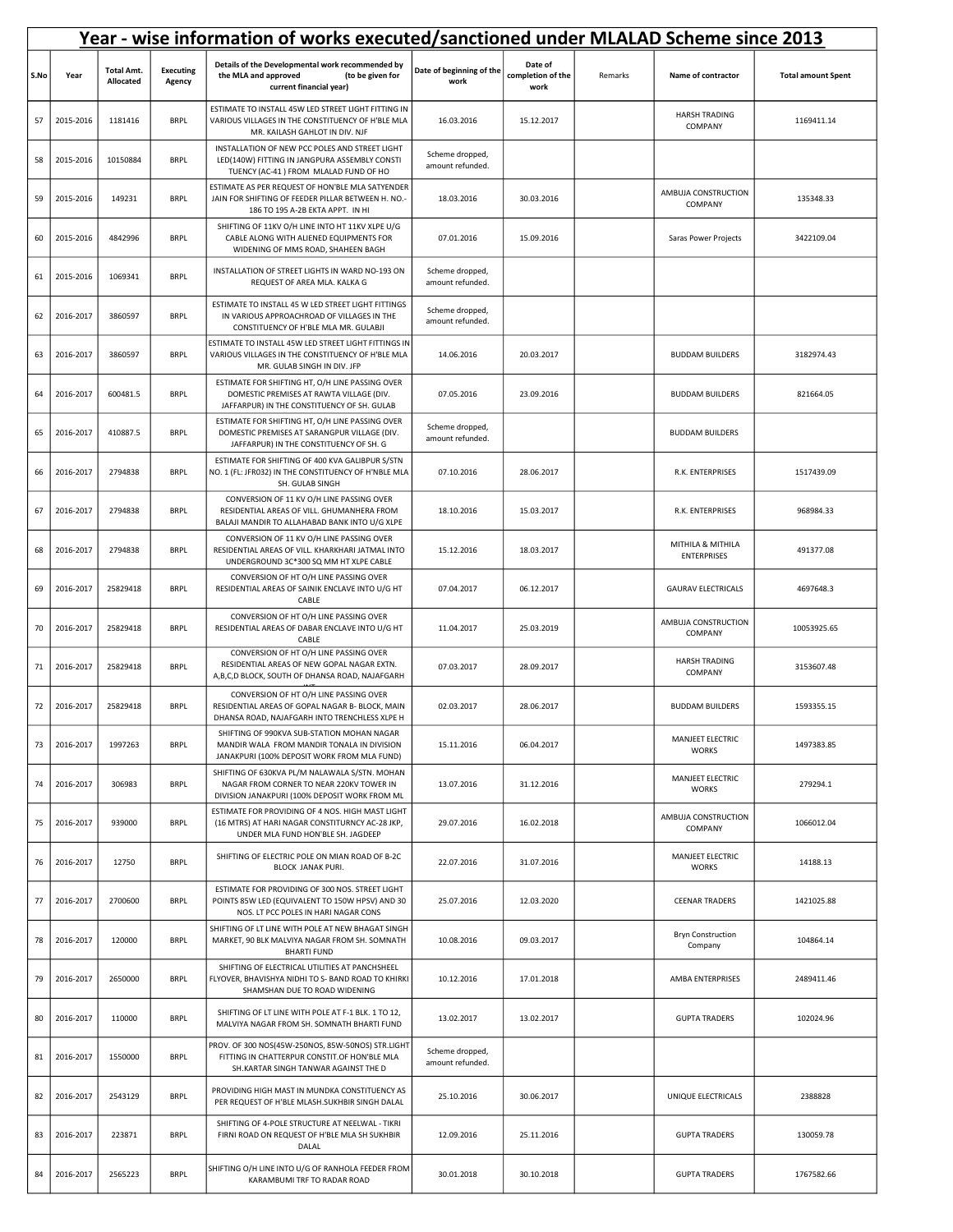# Year - wise information of works executed/sanctioned under MLALAD Scheme since 2013

| S.No | Year | Total Amt. Allocated | Executing Agency | Details of the Developmental work recommended by the MLA and approved (to be given for current financial year) | Date of beginning of the work | Date of completion of the work | Remarks | Name of contractor | Total amount Spent |
|---|---|---|---|---|---|---|---|---|---|
| 57 | 2015-2016 | 1181416 | BRPL | ESTIMATE TO INSTALL 45W LED STREET LIGHT FITTING IN VARIOUS VILLAGES IN THE CONSTITUENCY OF H'BLE MLA MR. KAILASH GAHLOT IN DIV. NJF | 16.03.2016 | 15.12.2017 | | HARSH TRADING COMPANY | 1169411.14 |
| 58 | 2015-2016 | 10150884 | BRPL | INSTALLATION OF NEW PCC POLES AND STREET LIGHT LED(140W) FITTING IN JANGPURA ASSEMBLY CONSTI TUENCY (AC-41 ) FROM MLALAD FUND OF HO | Scheme dropped, amount refunded. | | | | |
| 59 | 2015-2016 | 149231 | BRPL | ESTIMATE AS PER REQUEST OF HON'BLE MLA SATYENDER JAIN FOR SHIFTING OF FEEDER PILLAR BETWEEN H. NO.- 186 TO 195 A-2B EKTA APPT. IN HI | 18.03.2016 | 30.03.2016 | | AMBUJA CONSTRUCTION COMPANY | 135348.33 |
| 60 | 2015-2016 | 4842996 | BRPL | SHIFTING OF 11KV O/H LINE INTO HT 11KV XLPE U/G CABLE ALONG WITH ALIENED EQUIPMENTS FOR WIDENING OF MMS ROAD, SHAHEEN BAGH | 07.01.2016 | 15.09.2016 | | Saras Power Projects | 3422109.04 |
| 61 | 2015-2016 | 1069341 | BRPL | INSTALLATION OF STREET LIGHTS IN WARD NO-193 ON REQUEST OF AREA MLA. KALKA G | Scheme dropped, amount refunded. | | | | |
| 62 | 2016-2017 | 3860597 | BRPL | ESTIMATE TO INSTALL 45 W LED STREET LIGHT FITTINGS IN VARIOUS APPROACHROAD OF VILLAGES IN THE CONSTITUENCY OF H'BLE MLA MR. GULABJI | Scheme dropped, amount refunded. | | | | |
| 63 | 2016-2017 | 3860597 | BRPL | ESTIMATE TO INSTALL 45W LED STREET LIGHT FITTINGS IN VARIOUS VILLAGES IN THE CONSTITUENCY OF H'BLE MLA MR. GULAB SINGH IN DIV. JFP | 14.06.2016 | 20.03.2017 | | BUDDAM BUILDERS | 3182974.43 |
| 64 | 2016-2017 | 600481.5 | BRPL | ESTIMATE FOR SHIFTING HT, O/H LINE PASSING OVER DOMESTIC PREMISES AT RAWTA VILLAGE (DIV. JAFFARPUR) IN THE CONSTITUENCY OF SH. GULAB | 07.05.2016 | 23.09.2016 | | BUDDAM BUILDERS | 821664.05 |
| 65 | 2016-2017 | 410887.5 | BRPL | ESTIMATE FOR SHIFTING HT, O/H LINE PASSING OVER DOMESTIC PREMISES AT SARANGPUR VILLAGE (DIV. JAFFARPUR) IN THE CONSTITUENCY OF SH. G | Scheme dropped, amount refunded. | | | BUDDAM BUILDERS | |
| 66 | 2016-2017 | 2794838 | BRPL | ESTIMATE FOR SHIFTING OF 400 KVA GALIBPUR S/STN NO. 1 (FL: JFR032) IN THE CONSTITUENCY OF H'NBLE MLA SH. GULAB SINGH | 07.10.2016 | 28.06.2017 | | R.K. ENTERPRISES | 1517439.09 |
| 67 | 2016-2017 | 2794838 | BRPL | CONVERSION OF 11 KV O/H LINE PASSING OVER RESIDENTIAL AREAS OF VILL. GHUMANHERA FROM BALAJI MANDIR TO ALLAHABAD BANK INTO U/G XLPE | 18.10.2016 | 15.03.2017 | | R.K. ENTERPRISES | 968984.33 |
| 68 | 2016-2017 | 2794838 | BRPL | CONVERSION OF 11 KV O/H LINE PASSING OVER RESIDENTIAL AREAS OF VILL. KHARKHARI JATMAL INTO UNDERGROUND 3C*300 SQ MM HT XLPE CABLE | 15.12.2016 | 18.03.2017 | | MITHILA & MITHILA ENTERPRISES | 491377.08 |
| 69 | 2016-2017 | 25829418 | BRPL | CONVERSION OF HT O/H LINE PASSING OVER RESIDENTIAL AREAS OF SAINIK ENCLAVE INTO U/G HT CABLE | 07.04.2017 | 06.12.2017 | | GAURAV ELECTRICALS | 4697648.3 |
| 70 | 2016-2017 | 25829418 | BRPL | CONVERSION OF HT O/H LINE PASSING OVER RESIDENTIAL AREAS OF DABAR ENCLAVE INTO U/G HT CABLE | 11.04.2017 | 25.03.2019 | | AMBUJA CONSTRUCTION COMPANY | 10053925.65 |
| 71 | 2016-2017 | 25829418 | BRPL | CONVERSION OF HT O/H LINE PASSING OVER RESIDENTIAL AREAS OF NEW GOPAL NAGAR EXTN. A,B,C,D BLOCK, SOUTH OF DHANSA ROAD, NAJAFGARH | 07.03.2017 | 28.09.2017 | | HARSH TRADING COMPANY | 3153607.48 |
| 72 | 2016-2017 | 25829418 | BRPL | CONVERSION OF HT O/H LINE PASSING OVER RESIDENTIAL AREAS OF GOPAL NAGAR B- BLOCK, MAIN DHANSA ROAD, NAJAFGARH INTO TRENCHLESS XLPE H | 02.03.2017 | 28.06.2017 | | BUDDAM BUILDERS | 1593355.15 |
| 73 | 2016-2017 | 1997263 | BRPL | SHIFTING OF 990KVA SUB-STATION MOHAN NAGAR MANDIR WALA FROM MANDIR TONALA IN DIVISION JANAKPURI (100% DEPOSIT WORK FROM MLA FUND) | 15.11.2016 | 06.04.2017 | | MANJEET ELECTRIC WORKS | 1497383.85 |
| 74 | 2016-2017 | 306983 | BRPL | SHIFTING OF 630KVA PL/M NALAWALA S/STN. MOHAN NAGAR FROM CORNER TO NEAR 220KV TOWER IN DIVISION JANAKPURI (100% DEPOSIT WORK FROM ML | 13.07.2016 | 31.12.2016 | | MANJEET ELECTRIC WORKS | 279294.1 |
| 75 | 2016-2017 | 939000 | BRPL | ESTIMATE FOR PROVIDING OF 4 NOS. HIGH MAST LIGHT (16 MTRS) AT HARI NAGAR CONSTITURNCY AC-28 JKP, UNDER MLA FUND HON'BLE SH. JAGDEEP | 29.07.2016 | 16.02.2018 | | AMBUJA CONSTRUCTION COMPANY | 1066012.04 |
| 76 | 2016-2017 | 12750 | BRPL | SHIFTING OF ELECTRIC POLE ON MIAN ROAD OF B-2C BLOCK JANAK PURI. | 22.07.2016 | 31.07.2016 | | MANJEET ELECTRIC WORKS | 14188.13 |
| 77 | 2016-2017 | 2700600 | BRPL | ESTIMATE FOR PROVIDING OF 300 NOS. STREET LIGHT POINTS 85W LED (EQUIVALENT TO 150W HPSV) AND 30 NOS. LT PCC POLES IN HARI NAGAR CONS | 25.07.2016 | 12.03.2020 | | CEENAR TRADERS | 1421025.88 |
| 78 | 2016-2017 | 120000 | BRPL | SHIFTING OF LT LINE WITH POLE AT NEW BHAGAT SINGH MARKET, 90 BLK MALVIYA NAGAR FROM SH. SOMNATH BHARTI FUND | 10.08.2016 | 09.03.2017 | | Bryn Construction Company | 104864.14 |
| 79 | 2016-2017 | 2650000 | BRPL | SHIFTING OF ELECTRICAL UTILITIES AT PANCHSHEEL FLYOVER, BHAVISHYA NIDHI TO S- BAND ROAD TO KHIRKI SHAMSHAN DUE TO ROAD WIDENING | 10.12.2016 | 17.01.2018 | | AMBA ENTERPRISES | 2489411.46 |
| 80 | 2016-2017 | 110000 | BRPL | SHIFTING OF LT LINE WITH POLE AT F-1 BLK. 1 TO 12, MALVIYA NAGAR FROM SH. SOMNATH BHARTI FUND | 13.02.2017 | 13.02.2017 | | GUPTA TRADERS | 102024.96 |
| 81 | 2016-2017 | 1550000 | BRPL | PROV. OF 300 NOS(45W-250NOS, 85W-50NOS) STR.LIGHT FITTING IN CHATTERPUR CONSTIT.OF HON'BLE MLA SH.KARTAR SINGH TANWAR AGAINST THE D | Scheme dropped, amount refunded. | | | | |
| 82 | 2016-2017 | 2543129 | BRPL | PROVIDING HIGH MAST IN MUNDKA CONSTITUENCY AS PER REQUEST OF H'BLE MLASH.SUKHBIR SINGH DALAL | 25.10.2016 | 30.06.2017 | | UNIQUE ELECTRICALS | 2388828 |
| 83 | 2016-2017 | 223871 | BRPL | SHIFTING OF 4-POLE STRUCTURE AT NEELWAL - TIKRI FIRNI ROAD ON REQUEST OF H'BLE MLA SH SUKHBIR DALAL | 12.09.2016 | 25.11.2016 | | GUPTA TRADERS | 130059.78 |
| 84 | 2016-2017 | 2565223 | BRPL | SHIFTING O/H LINE INTO U/G OF RANHOLA FEEDER FROM KARAMBUMI TRF TO RADAR ROAD | 30.01.2018 | 30.10.2018 | | GUPTA TRADERS | 1767582.66 |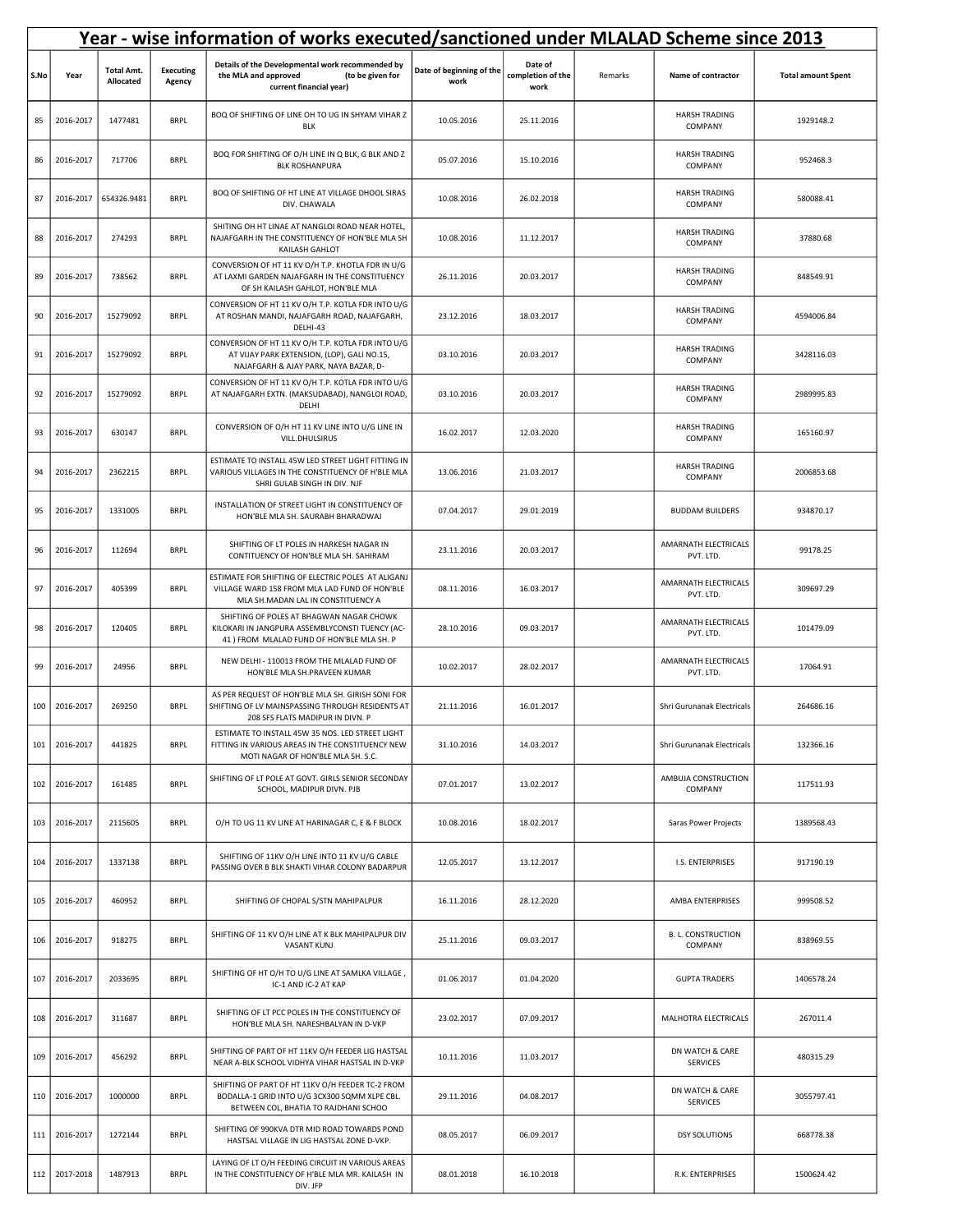# Year - wise information of works executed/sanctioned under MLALAD Scheme since 2013

| S.No | Year | Total Amt. Allocated | Executing Agency | Details of the Developmental work recommended by the MLA and approved (to be given for current financial year) | Date of beginning of the work | Date of completion of the work | Remarks | Name of contractor | Total amount Spent |
|---|---|---|---|---|---|---|---|---|---|
| 85 | 2016-2017 | 1477481 | BRPL | BOQ OF SHIFTING OF LINE OH TO UG IN SHYAM VIHAR Z BLK | 10.05.2016 | 25.11.2016 | | HARSH TRADING COMPANY | 1929148.2 |
| 86 | 2016-2017 | 717706 | BRPL | BOQ FOR SHIFTING OF O/H LINE IN Q BLK, G BLK AND Z BLK ROSHANPURA | 05.07.2016 | 15.10.2016 | | HARSH TRADING COMPANY | 952468.3 |
| 87 | 2016-2017 | 654326.9481 | BRPL | BOQ OF SHIFTING OF HT LINE AT VILLAGE DHOOL SIRAS DIV. CHAWALA | 10.08.2016 | 26.02.2018 | | HARSH TRADING COMPANY | 580088.41 |
| 88 | 2016-2017 | 274293 | BRPL | SHITING OH HT LINAE AT NANGLOI ROAD NEAR HOTEL, NAJAFGARH IN THE CONSTITUENCY OF HON'BLE MLA SH KAILASH GAHLOT | 10.08.2016 | 11.12.2017 | | HARSH TRADING COMPANY | 37880.68 |
| 89 | 2016-2017 | 738562 | BRPL | CONVERSION OF HT 11 KV O/H T.P. KHOTLA FDR IN U/G AT LAXMI GARDEN NAJAFGARH IN THE CONSTITUENCY OF SH KAILASH GAHLOT, HON'BLE MLA | 26.11.2016 | 20.03.2017 | | HARSH TRADING COMPANY | 848549.91 |
| 90 | 2016-2017 | 15279092 | BRPL | CONVERSION OF HT 11 KV O/H T.P. KOTLA FDR INTO U/G AT ROSHAN MANDI, NAJAFGARH ROAD, NAJAFGARH, DELHI-43 | 23.12.2016 | 18.03.2017 | | HARSH TRADING COMPANY | 4594006.84 |
| 91 | 2016-2017 | 15279092 | BRPL | CONVERSION OF HT 11 KV O/H T.P. KOTLA FDR INTO U/G AT VIJAY PARK EXTENSION, (LOP), GALI NO.15, NAJAFGARH & AJAY PARK, NAYA BAZAR, D- | 03.10.2016 | 20.03.2017 | | HARSH TRADING COMPANY | 3428116.03 |
| 92 | 2016-2017 | 15279092 | BRPL | CONVERSION OF HT 11 KV O/H T.P. KOTLA FDR INTO U/G AT NAJAFGARH EXTN. (MAKSUDABAD), NANGLOI ROAD, DELHI | 03.10.2016 | 20.03.2017 | | HARSH TRADING COMPANY | 2989995.83 |
| 93 | 2016-2017 | 630147 | BRPL | CONVERSION OF O/H HT 11 KV LINE INTO U/G LINE IN VILL.DHULSIRUS | 16.02.2017 | 12.03.2020 | | HARSH TRADING COMPANY | 165160.97 |
| 94 | 2016-2017 | 2362215 | BRPL | ESTIMATE TO INSTALL 45W LED STREET LIGHT FITTING IN VARIOUS VILLAGES IN THE CONSTITUENCY OF H'BLE MLA SHRI GULAB SINGH IN DIV. NJF | 13.06.2016 | 21.03.2017 | | HARSH TRADING COMPANY | 2006853.68 |
| 95 | 2016-2017 | 1331005 | BRPL | INSTALLATION OF STREET LIGHT IN CONSTITUENCY OF HON'BLE MLA SH. SAURABH BHARADWAJ | 07.04.2017 | 29.01.2019 | | BUDDAM BUILDERS | 934870.17 |
| 96 | 2016-2017 | 112694 | BRPL | SHIFTING OF LT POLES IN HARKESH NAGAR IN CONTITUENCY OF HON'BLE MLA SH. SAHIRAM | 23.11.2016 | 20.03.2017 | | AMARNATH ELECTRICALS PVT. LTD. | 99178.25 |
| 97 | 2016-2017 | 405399 | BRPL | ESTIMATE FOR SHIFTING OF ELECTRIC POLES AT ALIGANJ VILLAGE WARD 158 FROM MLA LAD FUND OF HON'BLE MLA SH.MADAN LAL IN CONSTITUENCY A | 08.11.2016 | 16.03.2017 | | AMARNATH ELECTRICALS PVT. LTD. | 309697.29 |
| 98 | 2016-2017 | 120405 | BRPL | SHIFTING OF POLES AT BHAGWAN NAGAR CHOWK KILOKARI IN JANGPURA ASSEMBLYCONSTI TUENCY (AC-41 ) FROM MLALAD FUND OF HON'BLE MLA SH. P | 28.10.2016 | 09.03.2017 | | AMARNATH ELECTRICALS PVT. LTD. | 101479.09 |
| 99 | 2016-2017 | 24956 | BRPL | NEW DELHI - 110013 FROM THE MLALAD FUND OF HON'BLE MLA SH.PRAVEEN KUMAR | 10.02.2017 | 28.02.2017 | | AMARNATH ELECTRICALS PVT. LTD. | 17064.91 |
| 100 | 2016-2017 | 269250 | BRPL | AS PER REQUEST OF HON'BLE MLA SH. GIRISH SONI FOR SHIFTING OF LV MAINSPASSING THROUGH RESIDENTS AT 208 SFS FLATS MADIPUR IN DIVN. P | 21.11.2016 | 16.01.2017 | | Shri Gurunanak Electricals | 264686.16 |
| 101 | 2016-2017 | 441825 | BRPL | ESTIMATE TO INSTALL 45W 35 NOS. LED STREET LIGHT FITTING IN VARIOUS AREAS IN THE CONSTITUENCY NEW MOTI NAGAR OF HON'BLE MLA SH. S.C. | 31.10.2016 | 14.03.2017 | | Shri Gurunanak Electricals | 132366.16 |
| 102 | 2016-2017 | 161485 | BRPL | SHIFTING OF LT POLE AT GOVT. GIRLS SENIOR SECONDAY SCHOOL, MADIPUR DIVN. PJB | 07.01.2017 | 13.02.2017 | | AMBUJA CONSTRUCTION COMPANY | 117511.93 |
| 103 | 2016-2017 | 2115605 | BRPL | O/H TO UG 11 KV LINE AT HARINAGAR C, E & F BLOCK | 10.08.2016 | 18.02.2017 | | Saras Power Projects | 1389568.43 |
| 104 | 2016-2017 | 1337138 | BRPL | SHIFTING OF 11KV O/H LINE INTO 11 KV U/G CABLE PASSING OVER B BLK SHAKTI VIHAR COLONY BADARPUR | 12.05.2017 | 13.12.2017 | | I.S. ENTERPRISES | 917190.19 |
| 105 | 2016-2017 | 460952 | BRPL | SHIFTING OF CHOPAL S/STN MAHIPALPUR | 16.11.2016 | 28.12.2020 | | AMBA ENTERPRISES | 999508.52 |
| 106 | 2016-2017 | 918275 | BRPL | SHIFTING OF 11 KV O/H LINE AT K BLK MAHIPALPUR DIV VASANT KUNJ | 25.11.2016 | 09.03.2017 | | B. L. CONSTRUCTION COMPANY | 838969.55 |
| 107 | 2016-2017 | 2033695 | BRPL | SHIFTING OF HT O/H TO U/G LINE AT SAMLKA VILLAGE , IC-1 AND IC-2 AT KAP | 01.06.2017 | 01.04.2020 | | GUPTA TRADERS | 1406578.24 |
| 108 | 2016-2017 | 311687 | BRPL | SHIFTING OF LT PCC POLES IN THE CONSTITUENCY OF HON'BLE MLA SH. NARESHBALYAN IN D-VKP | 23.02.2017 | 07.09.2017 | | MALHOTRA ELECTRICALS | 267011.4 |
| 109 | 2016-2017 | 456292 | BRPL | SHIFTING OF PART OF HT 11KV O/H FEEDER LIG HASTSAL NEAR A-BLK SCHOOL VIDHYA VIHAR HASTSAL IN D-VKP | 10.11.2016 | 11.03.2017 | | DN WATCH & CARE SERVICES | 480315.29 |
| 110 | 2016-2017 | 1000000 | BRPL | SHIFTING OF PART OF HT 11KV O/H FEEDER TC-2 FROM BODALLA-1 GRID INTO U/G 3CX300 SQMM XLPE CBL. BETWEEN COL, BHATIA TO RAJDHANI SCHOO | 29.11.2016 | 04.08.2017 | | DN WATCH & CARE SERVICES | 3055797.41 |
| 111 | 2016-2017 | 1272144 | BRPL | SHIFTING OF 990KVA DTR MID ROAD TOWARDS POND HASTSAL VILLAGE IN LIG HASTSAL ZONE D-VKP. | 08.05.2017 | 06.09.2017 | | DSY SOLUTIONS | 668778.38 |
| 112 | 2017-2018 | 1487913 | BRPL | LAYING OF LT O/H FEEDING CIRCUIT IN VARIOUS AREAS IN THE CONSTITUENCY OF H'BLE MLA MR. KAILASH IN DIV. JFP | 08.01.2018 | 16.10.2018 | | R.K. ENTERPRISES | 1500624.42 |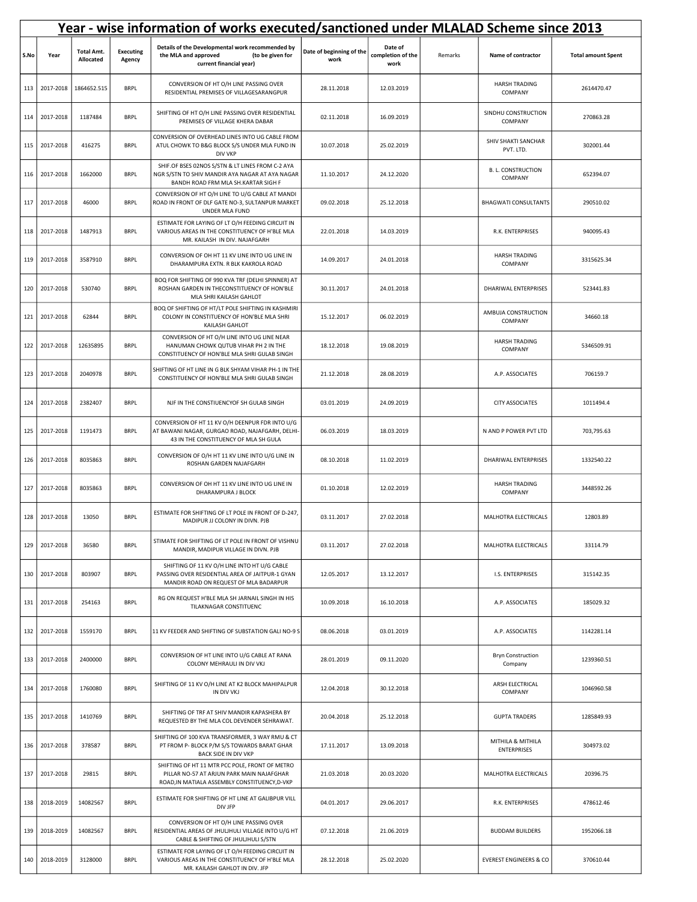# Year - wise information of works executed/sanctioned under MLALAD Scheme since 2013

| S.No | Year | Total Amt. Allocated | Executing Agency | Details of the Developmental work recommended by the MLA and approved (to be given for current financial year) | Date of beginning of the work | Date of completion of the work | Remarks | Name of contractor | Total amount Spent |
|---|---|---|---|---|---|---|---|---|---|
| 113 | 2017-2018 | 1864652.515 | BRPL | CONVERSION OF HT O/H LINE PASSING OVER RESIDENTIAL PREMISES OF VILLAGESARANGPUR | 28.11.2018 | 12.03.2019 | | HARSH TRADING COMPANY | 2614470.47 |
| 114 | 2017-2018 | 1187484 | BRPL | SHIFTING OF HT O/H LINE PASSING OVER RESIDENTIAL PREMISES OF VILLAGE KHERA DABAR | 02.11.2018 | 16.09.2019 | | SINDHU CONSTRUCTION COMPANY | 270863.28 |
| 115 | 2017-2018 | 416275 | BRPL | CONVERSION OF OVERHEAD LINES INTO UG CABLE FROM ATUL CHOWK TO B&G BLOCK S/S UNDER MLA FUND IN DIV VKP | 10.07.2018 | 25.02.2019 | | SHIV SHAKTI SANCHAR PVT. LTD. | 302001.44 |
| 116 | 2017-2018 | 1662000 | BRPL | SHIF.OF BSES 02NOS S/STN & LT LINES FROM C-2 AYA NGR S/STN TO SHIV MANDIR AYA NAGAR AT AYA NAGAR BANDH ROAD FRM MLA SH.KARTAR SIGH F | 11.10.2017 | 24.12.2020 | | B. L. CONSTRUCTION COMPANY | 652394.07 |
| 117 | 2017-2018 | 46000 | BRPL | CONVERSION OF HT O/H LINE TO U/G CABLE AT MANDI ROAD IN FRONT OF DLF GATE NO-3, SULTANPUR MARKET UNDER MLA FUND | 09.02.2018 | 25.12.2018 | | BHAGWATI CONSULTANTS | 290510.02 |
| 118 | 2017-2018 | 1487913 | BRPL | ESTIMATE FOR LAYING OF LT O/H FEEDING CIRCUIT IN VARIOUS AREAS IN THE CONSTITUENCY OF H'BLE MLA MR. KAILASH IN DIV. NAJAFGARH | 22.01.2018 | 14.03.2019 | | R.K. ENTERPRISES | 940095.43 |
| 119 | 2017-2018 | 3587910 | BRPL | CONVERSION OF OH HT 11 KV LINE INTO UG LINE IN DHARAMPURA EXTN. R BLK KAKROLA ROAD | 14.09.2017 | 24.01.2018 | | HARSH TRADING COMPANY | 3315625.34 |
| 120 | 2017-2018 | 530740 | BRPL | BOQ FOR SHIFTING OF 990 KVA TRF (DELHI SPINNER) AT ROSHAN GARDEN IN THECONSTITUENCY OF HON'BLE MLA SHRI KAILASH GAHLOT | 30.11.2017 | 24.01.2018 | | DHARIWAL ENTERPRISES | 523441.83 |
| 121 | 2017-2018 | 62844 | BRPL | BOQ OF SHIFTING OF HT/LT POLE SHIFTING IN KASHMIRI COLONY IN CONSTITUENCY OF HON'BLE MLA SHRI KAILASH GAHLOT | 15.12.2017 | 06.02.2019 | | AMBUJA CONSTRUCTION COMPANY | 34660.18 |
| 122 | 2017-2018 | 12635895 | BRPL | CONVERSION OF HT O/H LINE INTO UG LINE NEAR HANUMAN CHOWK QUTUB VIHAR PH 2 IN THE CONSTITUENCY OF HON'BLE MLA SHRI GULAB SINGH | 18.12.2018 | 19.08.2019 | | HARSH TRADING COMPANY | 5346509.91 |
| 123 | 2017-2018 | 2040978 | BRPL | SHIFTING OF HT LINE IN G BLK SHYAM VIHAR PH-1 IN THE CONSTITUENCY OF HON'BLE MLA SHRI GULAB SINGH | 21.12.2018 | 28.08.2019 | | A.P. ASSOCIATES | 706159.7 |
| 124 | 2017-2018 | 2382407 | BRPL | NJF IN THE CONSTIUENCYOF SH GULAB SINGH | 03.01.2019 | 24.09.2019 | | CITY ASSOCIATES | 1011494.4 |
| 125 | 2017-2018 | 1191473 | BRPL | CONVERSION OF HT 11 KV O/H DEENPUR FDR INTO U/G AT BAWANI NAGAR, GURGAO ROAD, NAJAFGARH, DELHI-43 IN THE CONSTITUENCY OF MLA SH GULA | 06.03.2019 | 18.03.2019 | | N AND P POWER PVT LTD | 703,795.63 |
| 126 | 2017-2018 | 8035863 | BRPL | CONVERSION OF O/H HT 11 KV LINE INTO U/G LINE IN ROSHAN GARDEN NAJAFGARH | 08.10.2018 | 11.02.2019 | | DHARIWAL ENTERPRISES | 1332540.22 |
| 127 | 2017-2018 | 8035863 | BRPL | CONVERSION OF OH HT 11 KV LINE INTO UG LINE IN DHARAMPURA J BLOCK | 01.10.2018 | 12.02.2019 | | HARSH TRADING COMPANY | 3448592.26 |
| 128 | 2017-2018 | 13050 | BRPL | ESTIMATE FOR SHIFTING OF LT POLE IN FRONT OF D-247, MADIPUR JJ COLONY IN DIVN. PJB | 03.11.2017 | 27.02.2018 | | MALHOTRA ELECTRICALS | 12803.89 |
| 129 | 2017-2018 | 36580 | BRPL | STIMATE FOR SHIFTING OF LT POLE IN FRONT OF VISHNU MANDIR, MADIPUR VILLAGE IN DIVN. PJB | 03.11.2017 | 27.02.2018 | | MALHOTRA ELECTRICALS | 33114.79 |
| 130 | 2017-2018 | 803907 | BRPL | SHIFTING OF 11 KV O/H LINE INTO HT U/G CABLE PASSING OVER RESIDENTIAL AREA OF JAITPUR-1 GYAN MANDIR ROAD ON REQUEST OF MLA BADARPUR | 12.05.2017 | 13.12.2017 | | I.S. ENTERPRISES | 315142.35 |
| 131 | 2017-2018 | 254163 | BRPL | RG ON REQUEST H'BLE MLA SH JARNAIL SINGH IN HIS TILAKNAGAR CONSTITUENC | 10.09.2018 | 16.10.2018 | | A.P. ASSOCIATES | 185029.32 |
| 132 | 2017-2018 | 1559170 | BRPL | 11 KV FEEDER AND SHIFTING OF SUBSTATION GALI NO-9 S | 08.06.2018 | 03.01.2019 | | A.P. ASSOCIATES | 1142281.14 |
| 133 | 2017-2018 | 2400000 | BRPL | CONVERSION OF HT LINE INTO U/G CABLE AT RANA COLONY MEHRAULI IN DIV VKJ | 28.01.2019 | 09.11.2020 | | Bryn Construction Company | 1239360.51 |
| 134 | 2017-2018 | 1760080 | BRPL | SHIFTING OF 11 KV O/H LINE AT K2 BLOCK MAHIPALPUR IN DIV VKJ | 12.04.2018 | 30.12.2018 | | ARSH ELECTRICAL COMPANY | 1046960.58 |
| 135 | 2017-2018 | 1410769 | BRPL | SHIFTING OF TRF AT SHIV MANDIR KAPASHERA BY REQUESTED BY THE MLA COL DEVENDER SEHRAWAT. | 20.04.2018 | 25.12.2018 | | GUPTA TRADERS | 1285849.93 |
| 136 | 2017-2018 | 378587 | BRPL | SHIFTING OF 100 KVA TRANSFORMER, 3 WAY RMU & CT PT FROM P- BLOCK P/M S/S TOWARDS BARAT GHAR BACK SIDE IN DIV VKP | 17.11.2017 | 13.09.2018 | | MITHILA & MITHILA ENTERPRISES | 304973.02 |
| 137 | 2017-2018 | 29815 | BRPL | SHIFTING OF HT 11 MTR PCC POLE, FRONT OF METRO PILLAR NO-57 AT ARJUN PARK MAIN NAJAFGHAR ROAD,IN MATIALA ASSEMBLY CONSTITUENCY,D-VKP | 21.03.2018 | 20.03.2020 | | MALHOTRA ELECTRICALS | 20396.75 |
| 138 | 2018-2019 | 14082567 | BRPL | ESTIMATE FOR SHIFTING OF HT LINE AT GALIBPUR VILL DIV JFP | 04.01.2017 | 29.06.2017 | | R.K. ENTERPRISES | 478612.46 |
| 139 | 2018-2019 | 14082567 | BRPL | CONVERSION OF HT O/H LINE PASSING OVER RESIDENTIAL AREAS OF JHULJHULI VILLAGE INTO U/G HT CABLE & SHIFTING OF JHULJHULI S/STN | 07.12.2018 | 21.06.2019 | | BUDDAM BUILDERS | 1952066.18 |
| 140 | 2018-2019 | 3128000 | BRPL | ESTIMATE FOR LAYING OF LT O/H FEEDING CIRCUIT IN VARIOUS AREAS IN THE CONSTITUENCY OF H'BLE MLA MR. KAILASH GAHLOT IN DIV. JFP | 28.12.2018 | 25.02.2020 | | EVEREST ENGINEERS & CO | 370610.44 |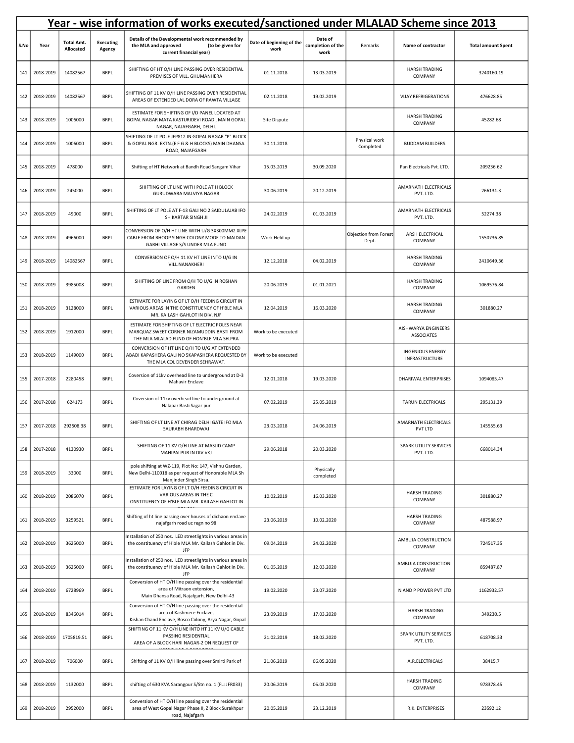# Year - wise information of works executed/sanctioned under MLALAD Scheme since 2013

| S.No | Year | Total Amt. Allocated | Executing Agency | Details of the Developmental work recommended by the MLA and approved (to be given for current financial year) | Date of beginning of the work | Date of completion of the work | Remarks | Name of contractor | Total amount Spent |
|---|---|---|---|---|---|---|---|---|---|
| 141 | 2018-2019 | 14082567 | BRPL | SHIFTING OF HT O/H LINE PASSING OVER RESIDENTIAL PREMISES OF VILL. GHUMANHERA | 01.11.2018 | 13.03.2019 | | HARSH TRADING COMPANY | 3240160.19 |
| 142 | 2018-2019 | 14082567 | BRPL | SHIFTING OF 11 KV O/H LINE PASSING OVER RESIDENTIAL AREAS OF EXTENDED LAL DORA OF RAWTA VILLAGE | 02.11.2018 | 19.02.2019 | | VIJAY REFRIGERATIONS | 476628.85 |
| 143 | 2018-2019 | 1006000 | BRPL | ESTIMATE FOR SHIFTING OF I/D PANEL LOCATED AT GOPAL NAGAR MATA KASTURIDEVI ROAD , MAIN GOPAL NAGAR, NAJAFGARH, DELHI. | Site Dispute | | | HARSH TRADING COMPANY | 45282.68 |
| 144 | 2018-2019 | 1006000 | BRPL | SHIFTING OF LT POLE JFP812 IN GOPAL NAGAR "P" BLOCK & GOPAL NGR. EXTN.(E F G & H BLOCKS) MAIN DHANSA ROAD, NAJAFGARH | 30.11.2018 | | Physical work Completed | BUDDAM BUILDERS | |
| 145 | 2018-2019 | 478000 | BRPL | Shifting of HT Network at Bandh Road Sangam Vihar | 15.03.2019 | 30.09.2020 | | Pan Electricals Pvt. LTD. | 209236.62 |
| 146 | 2018-2019 | 245000 | BRPL | SHIFTING OF LT LINE WITH POLE AT H BLOCK GURUDWARA MALVIYA NAGAR | 30.06.2019 | 20.12.2019 | | AMARNATH ELECTRICALS PVT. LTD. | 266131.3 |
| 147 | 2018-2019 | 49000 | BRPL | SHIFTING OF LT POLE AT F-13 GALI NO 2 SAIDULAJAB IFO SH KARTAR SINGH JI | 24.02.2019 | 01.03.2019 | | AMARNATH ELECTRICALS PVT. LTD. | 52274.38 |
| 148 | 2018-2019 | 4966000 | BRPL | CONVERSION OF O/H HT LINE WITH U/G 3X300MM2 XLPE CABLE FROM BHOOP SINGH COLONY MODE TO MAIDAN GARHI VILLAGE S/S UNDER MLA FUND | Work Held up | | Objection from Forest Dept. | ARSH ELECTRICAL COMPANY | 1550736.85 |
| 149 | 2018-2019 | 14082567 | BRPL | CONVERSION OF O/H 11 KV HT LINE INTO U/G IN VILL.NANAKHERI | 12.12.2018 | 04.02.2019 | | HARSH TRADING COMPANY | 2410649.36 |
| 150 | 2018-2019 | 3985008 | BRPL | SHIFTING OF LINE FROM O/H TO U/G IN ROSHAN GARDEN | 20.06.2019 | 01.01.2021 | | HARSH TRADING COMPANY | 1069576.84 |
| 151 | 2018-2019 | 3128000 | BRPL | ESTIMATE FOR LAYING OF LT O/H FEEDING CIRCUIT IN VARIOUS AREAS IN THE CONSTITUENCY OF H'BLE MLA MR. KAILASH GAHLOT IN DIV. NJF | 12.04.2019 | 16.03.2020 | | HARSH TRADING COMPANY | 301880.27 |
| 152 | 2018-2019 | 1912000 | BRPL | ESTIMATE FOR SHIFTING OF LT ELECTRIC POLES NEAR MARQUAZ SWEET CORNER NIZAMUDDIN BASTI FROM THE MLA MLALAD FUND OF HON'BLE MLA SH.PRA | Work to be executed | | | AISHWARYA ENGINEERS ASSOCIATES | |
| 153 | 2018-2019 | 1149000 | BRPL | CONVERSION OF HT LINE O/H TO U/G AT EXTENDED ABADI KAPASHERA GALI NO 5KAPASHERA REQUESTED BY THE MLA COL DEVENDER SEHRAWAT. | Work to be executed | | | INGENIOUS ENERGY INFRASTRUCTURE | |
| 155 | 2017-2018 | 2280458 | BRPL | Coversion of 11kv overhead line to underground at D-3 Mahavir Enclave | 12.01.2018 | 19.03.2020 | | DHARIWAL ENTERPRISES | 1094085.47 |
| 156 | 2017-2018 | 624173 | BRPL | Coversion of 11kv overhead line to underground at Nalapar Basti Sagar pur | 07.02.2019 | 25.05.2019 | | TARUN ELECTRICALS | 295131.39 |
| 157 | 2017-2018 | 292508.38 | BRPL | SHIFTING OF LT LINE AT CHIRAG DELHI GATE IFO MLA SAURABH BHARDWAJ | 23.03.2018 | 24.06.2019 | | AMARNATH ELECTRICALS PVT LTD | 145555.63 |
| 158 | 2017-2018 | 4130930 | BRPL | SHIFTING OF 11 KV O/H LINE AT MASJID CAMP MAHIPALPUR IN DIV VKJ | 29.06.2018 | 20.03.2020 | | SPARK UTILITY SERVICES PVT. LTD. | 668014.34 |
| 159 | 2018-2019 | 33000 | BRPL | pole shifting at WZ-119, Plot No: 147, Vishnu Garden, New Delhi-110018 as per request of Honorable MLA Sh Manjinder Singh Sirsa. | | Physically completed | | | |
| 160 | 2018-2019 | 2086070 | BRPL | ESTIMATE FOR LAYING OF LT O/H FEEDING CIRCUIT IN VARIOUS AREAS IN THE C ONSTITUENCY OF H'BLE MLA MR. KAILASH GAHLOT IN | 10.02.2019 | 16.03.2020 | | HARSH TRADING COMPANY | 301880.27 |
| 161 | 2018-2019 | 3259521 | BRPL | Shifting of ht line passing over houses of dichaon enclave najafgarh road uc regn no 98 | 23.06.2019 | 10.02.2020 | | HARSH TRADING COMPANY | 487588.97 |
| 162 | 2018-2019 | 3625000 | BRPL | Installation of 250 nos. LED streetlights in various areas in the constituency of H'ble MLA Mr. Kailash Gahlot in Div. JFP | 09.04.2019 | 24.02.2020 | | AMBUJA CONSTRUCTION COMPANY | 724517.35 |
| 163 | 2018-2019 | 3625000 | BRPL | Installation of 250 nos. LED streetlights in various areas in the constituency of H'ble MLA Mr. Kailash Gahlot in Div. JFP | 01.05.2019 | 12.03.2020 | | AMBUJA CONSTRUCTION COMPANY | 859487.87 |
| 164 | 2018-2019 | 6728969 | BRPL | Conversion of HT O/H line passing over the residential area of Mitraon extension, Main Dhansa Road, Najafgarh, New Delhi-43 | 19.02.2020 | 23.07.2020 | | N AND P POWER PVT LTD | 1162932.57 |
| 165 | 2018-2019 | 8346014 | BRPL | Conversion of HT O/H line passing over the residential area of Kashmere Enclave, Kishan Chand Enclave, Bosco Colony, Arya Nagar, Gopal | 23.09.2019 | 17.03.2020 | | HARSH TRADING COMPANY | 349230.5 |
| 166 | 2018-2019 | 1705819.51 | BRPL | SHIFTING OF 11 KV O/H LINE INTO HT 11 KV U/G CABLE PASSING RESIDENTIAL AREA OF A BLOCK HARI NAGAR-2 ON REQUEST OF | 21.02.2019 | 18.02.2020 | | SPARK UTILITY SERVICES PVT. LTD. | 618708.33 |
| 167 | 2018-2019 | 706000 | BRPL | Shifting of 11 KV O/H line passing over Smirti Park of | 21.06.2019 | 06.05.2020 | | A.R.ELECTRICALS | 38415.7 |
| 168 | 2018-2019 | 1132000 | BRPL | shifting of 630 KVA Sarangpur S/Stn no. 1 (FL: JFR033) | 20.06.2019 | 06.03.2020 | | HARSH TRADING COMPANY | 978378.45 |
| 169 | 2018-2019 | 2952000 | BRPL | Conversion of HT O/H line passing over the residential area of West Gopal Nagar Phase II, Z Block Surakhpur road, Najafgarh | 20.05.2019 | 23.12.2019 | | R.K. ENTERPRISES | 23592.12 |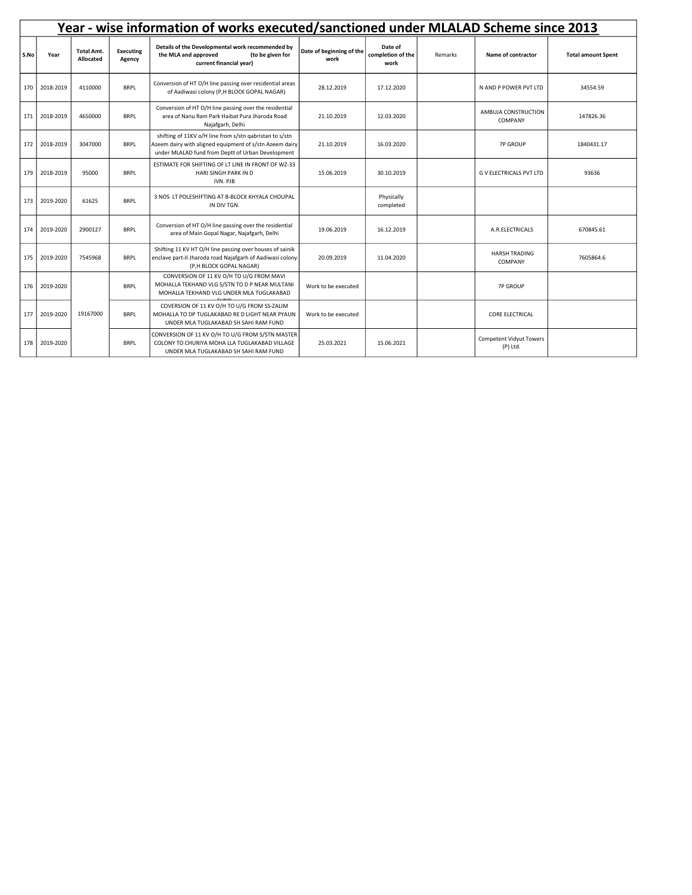# Year - wise information of works executed/sanctioned under MLALAD Scheme since 2013

| S.No | Year | Total Amt. Allocated | Executing Agency | Details of the Developmental work recommended by the MLA and approved (to be given for current financial year) | Date of beginning of the work | Date of completion of the work | Remarks | Name of contractor | Total amount Spent |
|---|---|---|---|---|---|---|---|---|---|
| 170 | 2018-2019 | 4110000 | BRPL | Conversion of HT O/H line passing over residential areas of Aadiwasi colony (P,H BLOCK GOPAL NAGAR) | 28.12.2019 | 17.12.2020 | | N AND P POWER PVT LTD | 34554.59 |
| 171 | 2018-2019 | 4650000 | BRPL | Conversion of HT O/H line passing over the residential area of Nanu Ram Park Haibat Pura Jharoda Road Najafgarh, Delhi | 21.10.2019 | 12.03.2020 | | AMBUJA CONSTRUCTION COMPANY | 147826.36 |
| 172 | 2018-2019 | 3047000 | BRPL | shifting of 11KV o/H line from s/stn qabristan to s/stn Azeem dairy with aligned equipment of s/stn Azeem dairy under MLALAD fund from Deptt of Urban Development | 21.10.2019 | 16.03.2020 | | 7P GROUP | 1840431.17 |
| 179 | 2018-2019 | 95000 | BRPL | ESTIMATE FOR SHIFTING OF LT LINE IN FRONT OF WZ-33 HARI SINGH PARK IN D IVN. PJB | 15.06.2019 | 30.10.2019 | | G V ELECTRICALS PVT LTD | 93636 |
| 173 | 2019-2020 | 61625 | BRPL | 3 NOS LT POLESHIFTING AT B-BLOCK KHYALA CHOUPAL IN DIV TGN. | | Physically completed | | | |
| 174 | 2019-2020 | 2900127 | BRPL | Conversion of HT O/H line passing over the residential area of Main Gopal Nagar, Najafgarh, Delhi | 19.06.2019 | 16.12.2019 | | A.R.ELECTRICALS | 670845.61 |
| 175 | 2019-2020 | 7545968 | BRPL | Shifting 11 KV HT O/H line passing over houses of sainik enclave part-II Jharoda road Najafgarh of Aadiwasi colony (P,H BLOCK GOPAL NAGAR) | 20.09.2019 | 11.04.2020 | | HARSH TRADING COMPANY | 7605864.6 |
| 176 | 2019-2020 | 19167000 | BRPL | CONVERSION OF 11 KV O/H TO U/G FROM MAVI MOHALLA TEKHAND VLG S/STN TO D P NEAR MULTANI MOHALLA TEKHAND VLG UNDER MLA TUGLAKABAD FUND | Work to be executed | | | 7P GROUP | |
| 177 | 2019-2020 | | BRPL | COVERSION OF 11 KV O/H TO U/G FROM SS-ZALIM MOHALLA TO DP TUGLAKABAD RE D LIGHT NEAR PYAUN UNDER MLA TUGLAKABAD SH SAHI RAM FUND | Work to be executed | | | CORE ELECTRICAL | |
| 178 | 2019-2020 | | BRPL | CONVERSION OF 11 KV O/H TO U/G FROM S/STN MASTER COLONY TO CHURIYA MOHA LLA TUGLAKABAD VILLAGE UNDER MLA TUGLAKABAD SH SAHI RAM FUND | 25.03.2021 | 15.06.2021 | | Competent Vidyut Towers (P) Ltd. | |